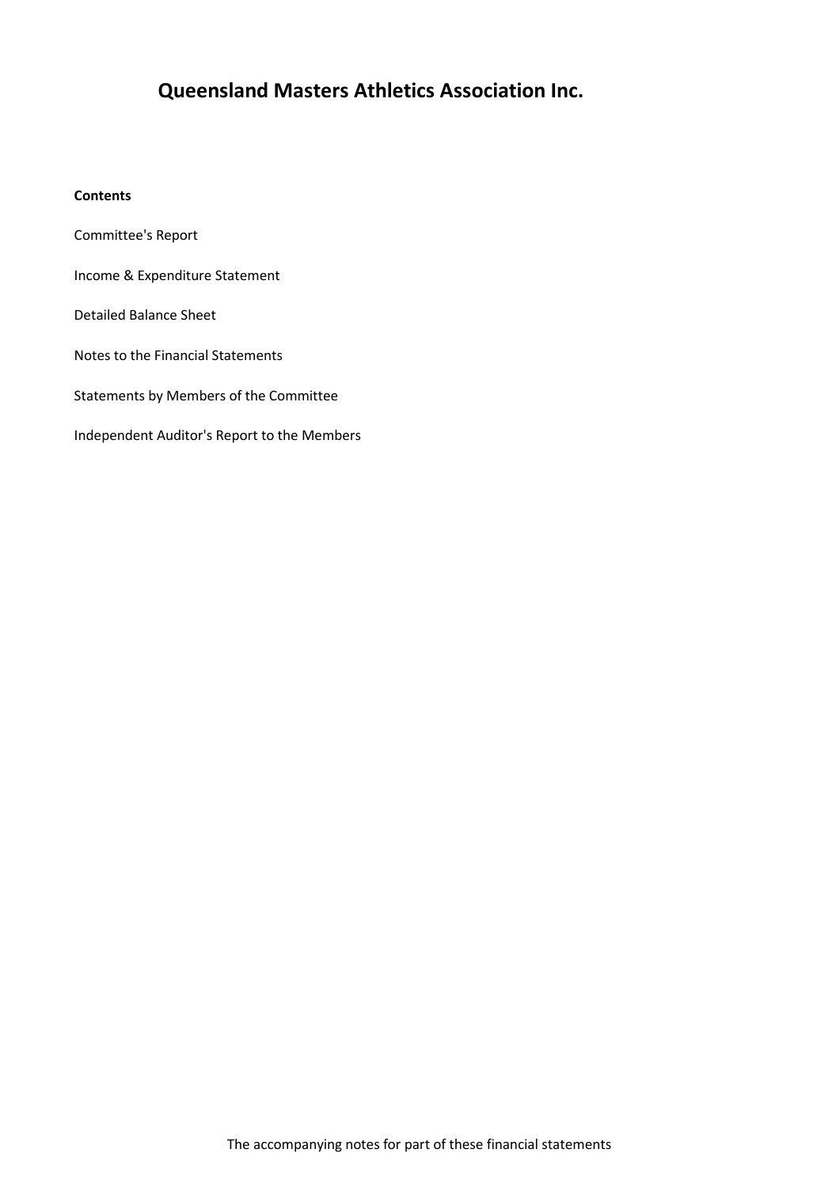# Queensland Masters Athletics Association Inc.

**Contents**

Committee's Report

Income & Expenditure Statement

Detailed Balance Sheet

Notes to the Financial Statements

Statements by Members of the Committee

Independent Auditor's Report to the Members

The accompanying notes for part of these financial statements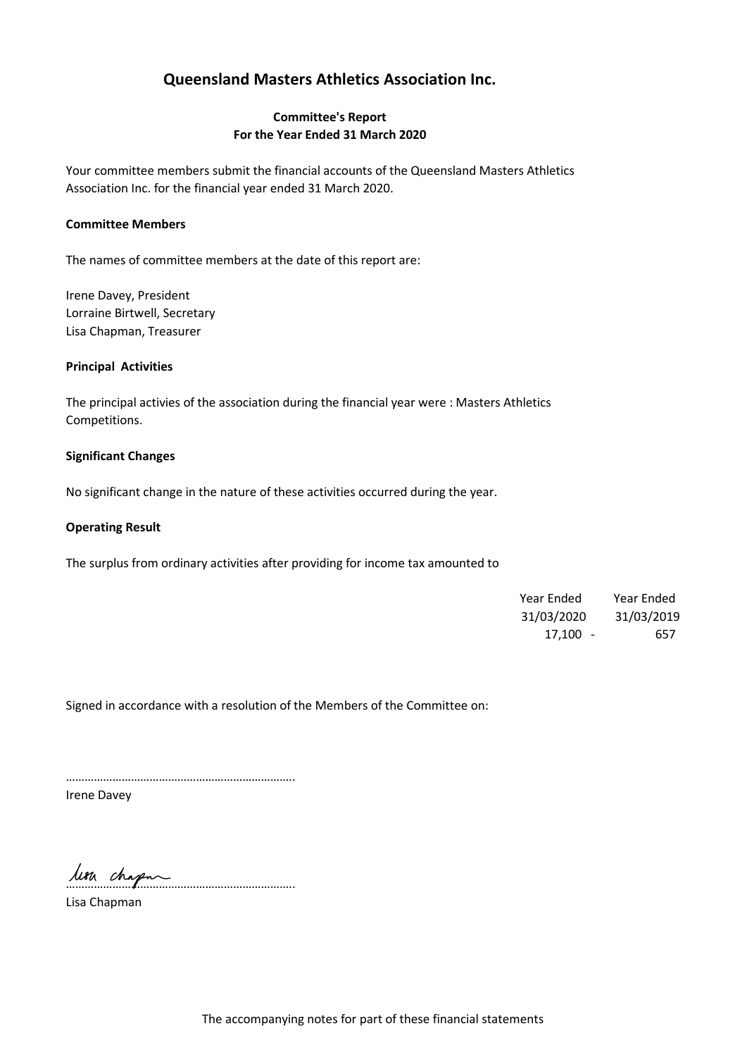# Queensland Masters Athletics Association Inc.

**Committee's Report**
**For the Year Ended 31 March 2020**

Your committee members submit the financial accounts of the Queensland Masters Athletics Association Inc. for the financial year ended 31 March 2020.

**Committee Members**

The names of committee members at the date of this report are:

Irene Davey, President
Lorraine Birtwell, Secretary
Lisa Chapman, Treasurer

**Principal Activities**

The principal activies of the association during the financial year were : Masters Athletics Competitions.

**Significant Changes**

No significant change in the nature of these activities occurred during the year.

**Operating Result**

The surplus from ordinary activities after providing for income tax amounted to

| Year Ended 31/03/2020 | Year Ended 31/03/2019 |
|---|---|
| 17,100 | - 657 |

Signed in accordance with a resolution of the Members of the Committee on:

……………………………………………………………….
Irene Davey

……………………………………………………………….
Lisa Chapman

The accompanying notes for part of these financial statements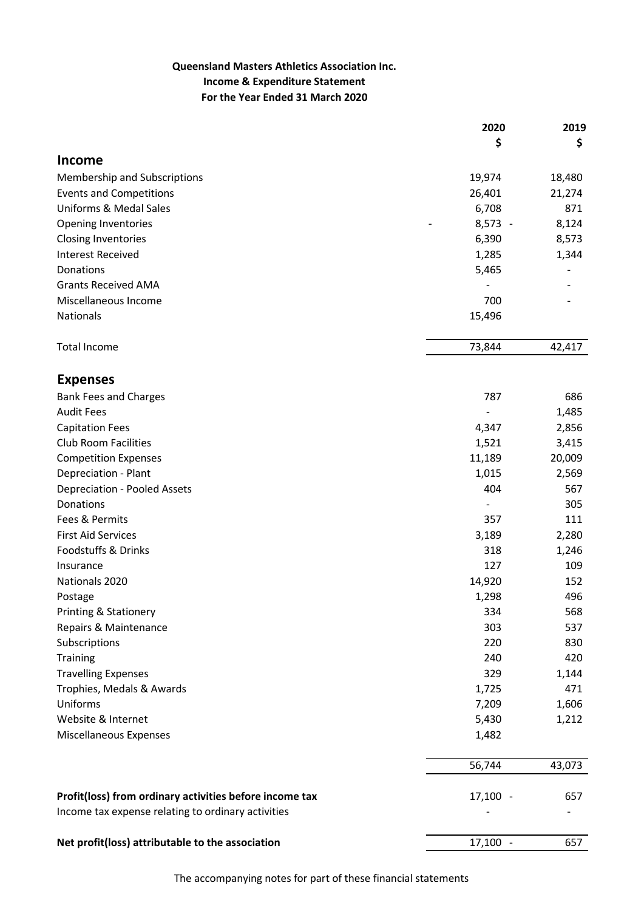**Queensland Masters Athletics Association Inc.**
**Income & Expenditure Statement**
**For the Year Ended 31 March 2020**

| | 2020 $ | 2019 $ |
|---|---|---|
| **Income** | | |
| Membership and Subscriptions | 19,974 | 18,480 |
| Events and Competitions | 26,401 | 21,274 |
| Uniforms & Medal Sales | 6,708 | 871 |
| Opening Inventories | - 8,573 | - 8,124 |
| Closing Inventories | 6,390 | 8,573 |
| Interest Received | 1,285 | 1,344 |
| Donations | 5,465 | - |
| Grants Received AMA | - | - |
| Miscellaneous Income | 700 | - |
| Nationals | 15,496 | |
| Total Income | 73,844 | 42,417 |
| **Expenses** | | |
| Bank Fees and Charges | 787 | 686 |
| Audit Fees | - | 1,485 |
| Capitation Fees | 4,347 | 2,856 |
| Club Room Facilities | 1,521 | 3,415 |
| Competition Expenses | 11,189 | 20,009 |
| Depreciation - Plant | 1,015 | 2,569 |
| Depreciation - Pooled Assets | 404 | 567 |
| Donations | - | 305 |
| Fees & Permits | 357 | 111 |
| First Aid Services | 3,189 | 2,280 |
| Foodstuffs & Drinks | 318 | 1,246 |
| Insurance | 127 | 109 |
| Nationals 2020 | 14,920 | 152 |
| Postage | 1,298 | 496 |
| Printing & Stationery | 334 | 568 |
| Repairs & Maintenance | 303 | 537 |
| Subscriptions | 220 | 830 |
| Training | 240 | 420 |
| Travelling Expenses | 329 | 1,144 |
| Trophies, Medals & Awards | 1,725 | 471 |
| Uniforms | 7,209 | 1,606 |
| Website & Internet | 5,430 | 1,212 |
| Miscellaneous Expenses | 1,482 | |
| | 56,744 | 43,073 |
| **Profit(loss) from ordinary activities before income tax** | 17,100 | - 657 |
| Income tax expense relating to ordinary activities | - | - |
| **Net profit(loss) attributable to the association** | 17,100 | - 657 |

The accompanying notes for part of these financial statements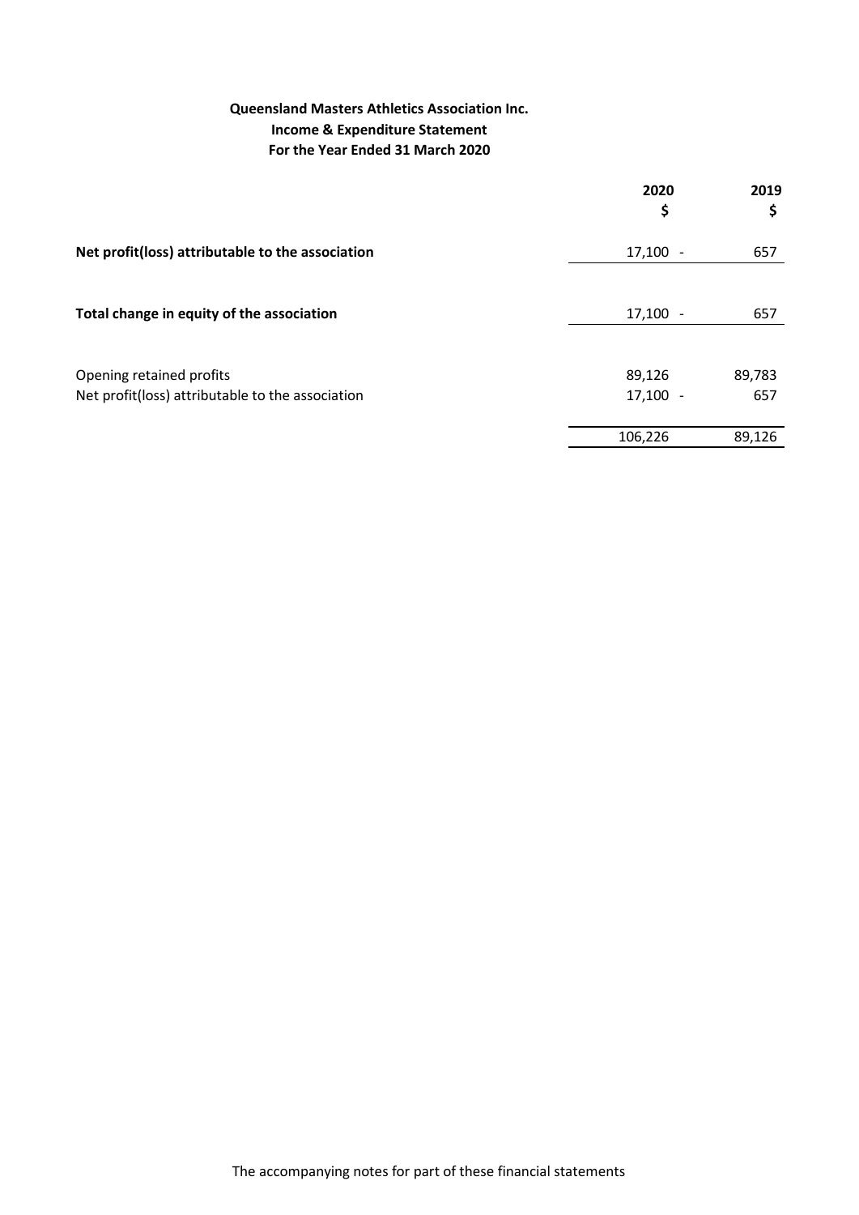**Queensland Masters Athletics Association Inc.**
**Income & Expenditure Statement**
**For the Year Ended 31 March 2020**

| | 2020<br>$ | 2019<br>$ |
|---|---|---|
| **Net profit(loss) attributable to the association** | 17,100 - | 657 |
| **Total change in equity of the association** | 17,100 - | 657 |
| Opening retained profits | 89,126 | 89,783 |
| Net profit(loss) attributable to the association | 17,100 - | 657 |
| | 106,226 | 89,126 |

The accompanying notes for part of these financial statements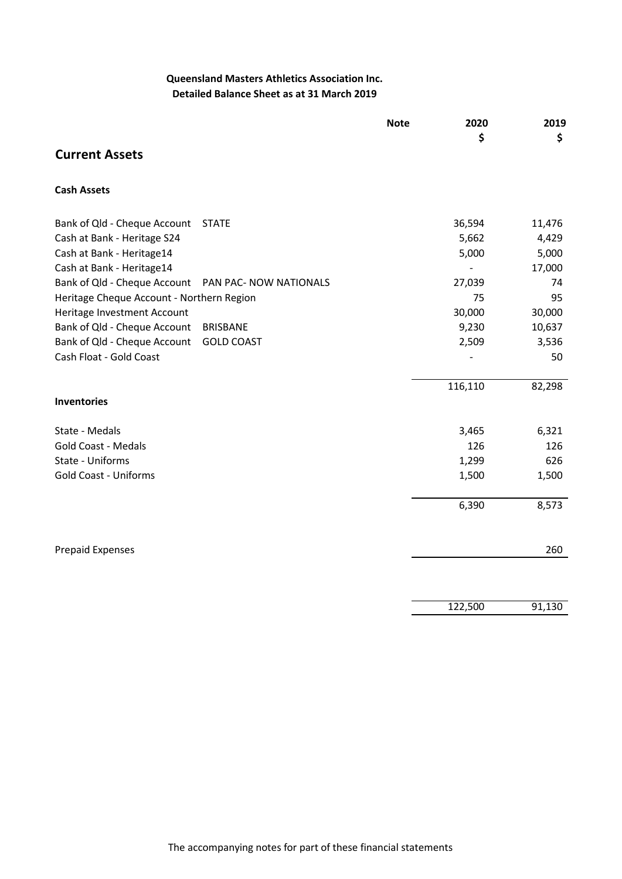**Queensland Masters Athletics Association Inc.**
**Detailed Balance Sheet as at 31 March 2019**

| | Note | 2020 $ | 2019 $ |
|---|---|---|---|
| **Current Assets** | | | |
| **Cash Assets** | | | |
| Bank of Qld - Cheque Account STATE | | 36,594 | 11,476 |
| Cash at Bank - Heritage S24 | | 5,662 | 4,429 |
| Cash at Bank - Heritage14 | | 5,000 | 5,000 |
| Cash at Bank - Heritage14 | | - | 17,000 |
| Bank of Qld - Cheque Account PAN PAC- NOW NATIONALS | | 27,039 | 74 |
| Heritage Cheque Account - Northern Region | | 75 | 95 |
| Heritage Investment Account | | 30,000 | 30,000 |
| Bank of Qld - Cheque Account BRISBANE | | 9,230 | 10,637 |
| Bank of Qld - Cheque Account GOLD COAST | | 2,509 | 3,536 |
| Cash Float - Gold Coast | | - | 50 |
| | | 116,110 | 82,298 |
| **Inventories** | | | |
| State - Medals | | 3,465 | 6,321 |
| Gold Coast - Medals | | 126 | 126 |
| State - Uniforms | | 1,299 | 626 |
| Gold Coast - Uniforms | | 1,500 | 1,500 |
| | | 6,390 | 8,573 |
| Prepaid Expenses | | | 260 |
| | | 122,500 | 91,130 |

The accompanying notes for part of these financial statements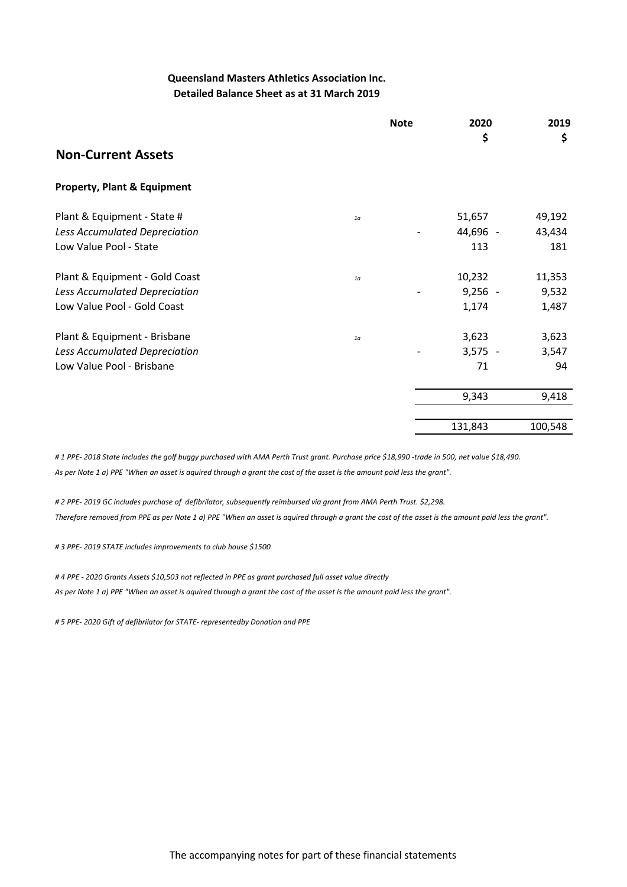**Queensland Masters Athletics Association Inc.**
**Detailed Balance Sheet as at 31 March 2019**

| | Note | | 2020 $ | 2019 $ |
|---|---|---|---|---|
| **Non-Current Assets** | | | | |
| **Property, Plant & Equipment** | | | | |
| Plant & Equipment - State # | 1a | | 51,657 | 49,192 |
| *Less Accumulated Depreciation* | | - | 44,696 - | 43,434 |
| Low Value Pool - State | | | 113 | 181 |
| Plant & Equipment - Gold Coast | 1a | | 10,232 | 11,353 |
| *Less Accumulated Depreciation* | | - | 9,256 - | 9,532 |
| Low Value Pool - Gold Coast | | | 1,174 | 1,487 |
| Plant & Equipment - Brisbane | 1a | | 3,623 | 3,623 |
| *Less Accumulated Depreciation* | | - | 3,575 - | 3,547 |
| Low Value Pool - Brisbane | | | 71 | 94 |
| | | | 9,343 | 9,418 |
| | | | 131,843 | 100,548 |

*# 1 PPE- 2018 State includes the golf buggy purchased with AMA Perth Trust grant. Purchase price $18,990 -trade in 500, net value $18,490.*
*As per Note 1 a) PPE "When an asset is aquired through a grant the cost of the asset is the amount paid less the grant".*

*# 2 PPE- 2019 GC includes purchase of defibrilator, subsequently reimbursed via grant from AMA Perth Trust. $2,298.*
*Therefore removed from PPE as per Note 1 a) PPE "When an asset is aquired through a grant the cost of the asset is the amount paid less the grant".*

*# 3 PPE- 2019 STATE includes improvements to club house $1500*

*# 4 PPE - 2020 Grants Assets $10,503 not reflected in PPE as grant purchased full asset value directly*
*As per Note 1 a) PPE "When an asset is aquired through a grant the cost of the asset is the amount paid less the grant".*

*# 5 PPE- 2020 Gift of defibrilator for STATE- representedby Donation and PPE*

The accompanying notes for part of these financial statements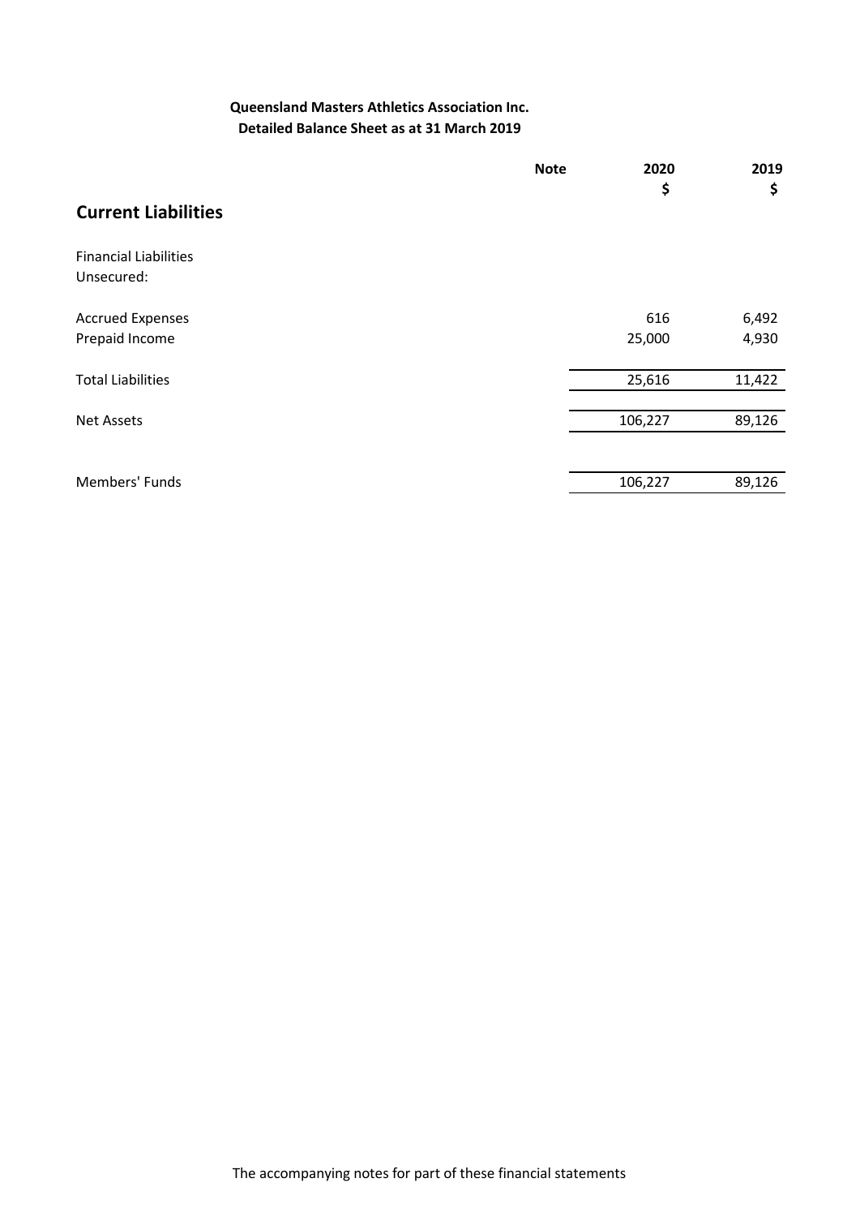**Queensland Masters Athletics Association Inc.**
**Detailed Balance Sheet as at 31 March 2019**

| | Note | 2020<br>$ | 2019<br>$ |
|---|---|---|---|
| **Current Liabilities** | | | |
| Financial Liabilities<br>Unsecured: | | | |
| Accrued Expenses | | 616 | 6,492 |
| Prepaid Income | | 25,000 | 4,930 |
| Total Liabilities | | 25,616 | 11,422 |
| Net Assets | | 106,227 | 89,126 |
| Members' Funds | | 106,227 | 89,126 |

The accompanying notes for part of these financial statements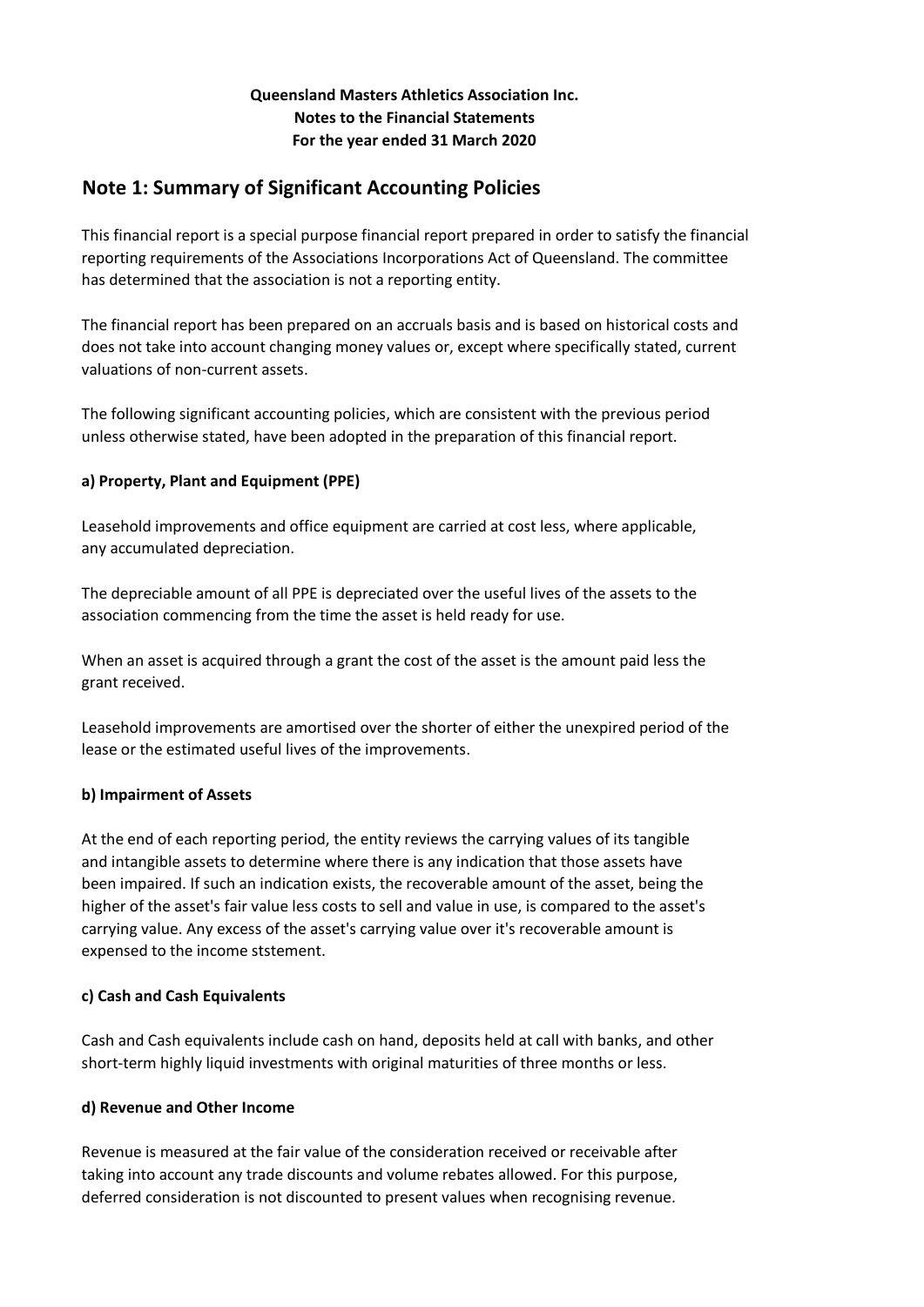**Queensland Masters Athletics Association Inc.**
**Notes to the Financial Statements**
**For the year ended 31 March 2020**

## Note 1: Summary of Significant Accounting Policies

This financial report is a special purpose financial report prepared in order to satisfy the financial reporting requirements of the Associations Incorporations Act of Queensland. The committee has determined that the association is not a reporting entity.

The financial report has been prepared on an accruals basis and is based on historical costs and does not take into account changing money values or, except where specifically stated, current valuations of non-current assets.

The following significant accounting policies, which are consistent with the previous period unless otherwise stated, have been adopted in the preparation of this financial report.

**a) Property, Plant and Equipment (PPE)**

Leasehold improvements and office equipment are carried at cost less, where applicable, any accumulated depreciation.

The depreciable amount of all PPE is depreciated over the useful lives of the assets to the association commencing from the time the asset is held ready for use.

When an asset is acquired through a grant the cost of the asset is the amount paid less the grant received.

Leasehold improvements are amortised over the shorter of either the unexpired period of the lease or the estimated useful lives of the improvements.

**b) Impairment of Assets**

At the end of each reporting period, the entity reviews the carrying values of its tangible and intangible assets to determine where there is any indication that those assets have been impaired. If such an indication exists, the recoverable amount of the asset, being the higher of the asset's fair value less costs to sell and value in use, is compared to the asset's carrying value. Any excess of the asset's carrying value over it's recoverable amount is expensed to the income ststement.

**c) Cash and Cash Equivalents**

Cash and Cash equivalents include cash on hand, deposits held at call with banks, and other short-term highly liquid investments with original maturities of three months or less.

**d) Revenue and Other Income**

Revenue is measured at the fair value of the consideration received or receivable after taking into account any trade discounts and volume rebates allowed. For this purpose, deferred consideration is not discounted to present values when recognising revenue.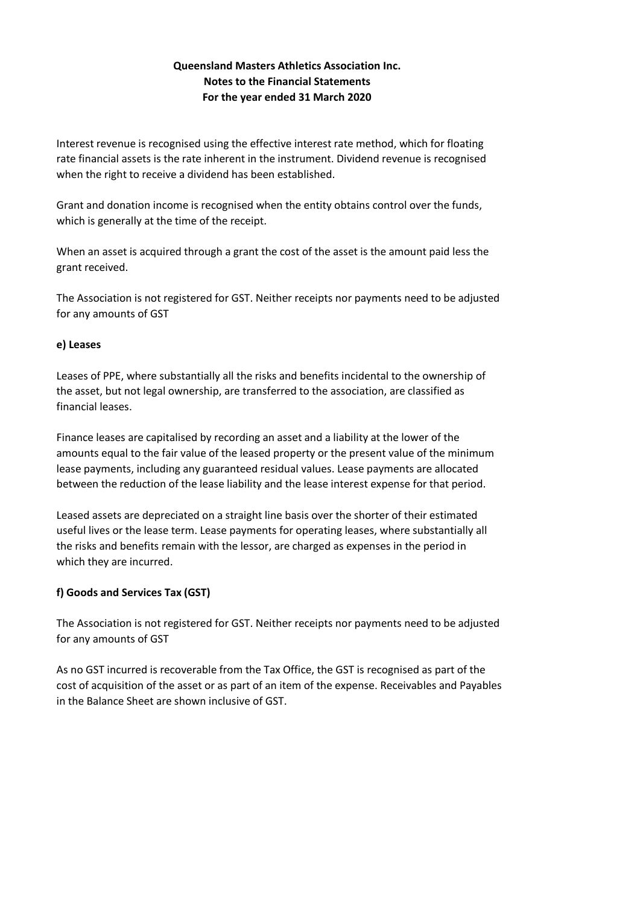Interest revenue is recognised using the effective interest rate method, which for floating rate financial assets is the rate inherent in the instrument. Dividend revenue is recognised when the right to receive a dividend has been established.

Grant and donation income is recognised when the entity obtains control over the funds, which is generally at the time of the receipt.

When an asset is acquired through a grant the cost of the asset is the amount paid less the grant received.

The Association is not registered for GST. Neither receipts nor payments need to be adjusted for any amounts of GST

**e) Leases**

Leases of PPE, where substantially all the risks and benefits incidental to the ownership of the asset, but not legal ownership, are transferred to the association, are classified as financial leases.

Finance leases are capitalised by recording an asset and a liability at the lower of the amounts equal to the fair value of the leased property or the present value of the minimum lease payments, including any guaranteed residual values. Lease payments are allocated between the reduction of the lease liability and the lease interest expense for that period.

Leased assets are depreciated on a straight line basis over the shorter of their estimated useful lives or the lease term. Lease payments for operating leases, where substantially all the risks and benefits remain with the lessor, are charged as expenses in the period in which they are incurred.

**f) Goods and Services Tax (GST)**

The Association is not registered for GST. Neither receipts nor payments need to be adjusted for any amounts of GST

As no GST incurred is recoverable from the Tax Office, the GST is recognised as part of the cost of acquisition of the asset or as part of an item of the expense. Receivables and Payables in the Balance Sheet are shown inclusive of GST.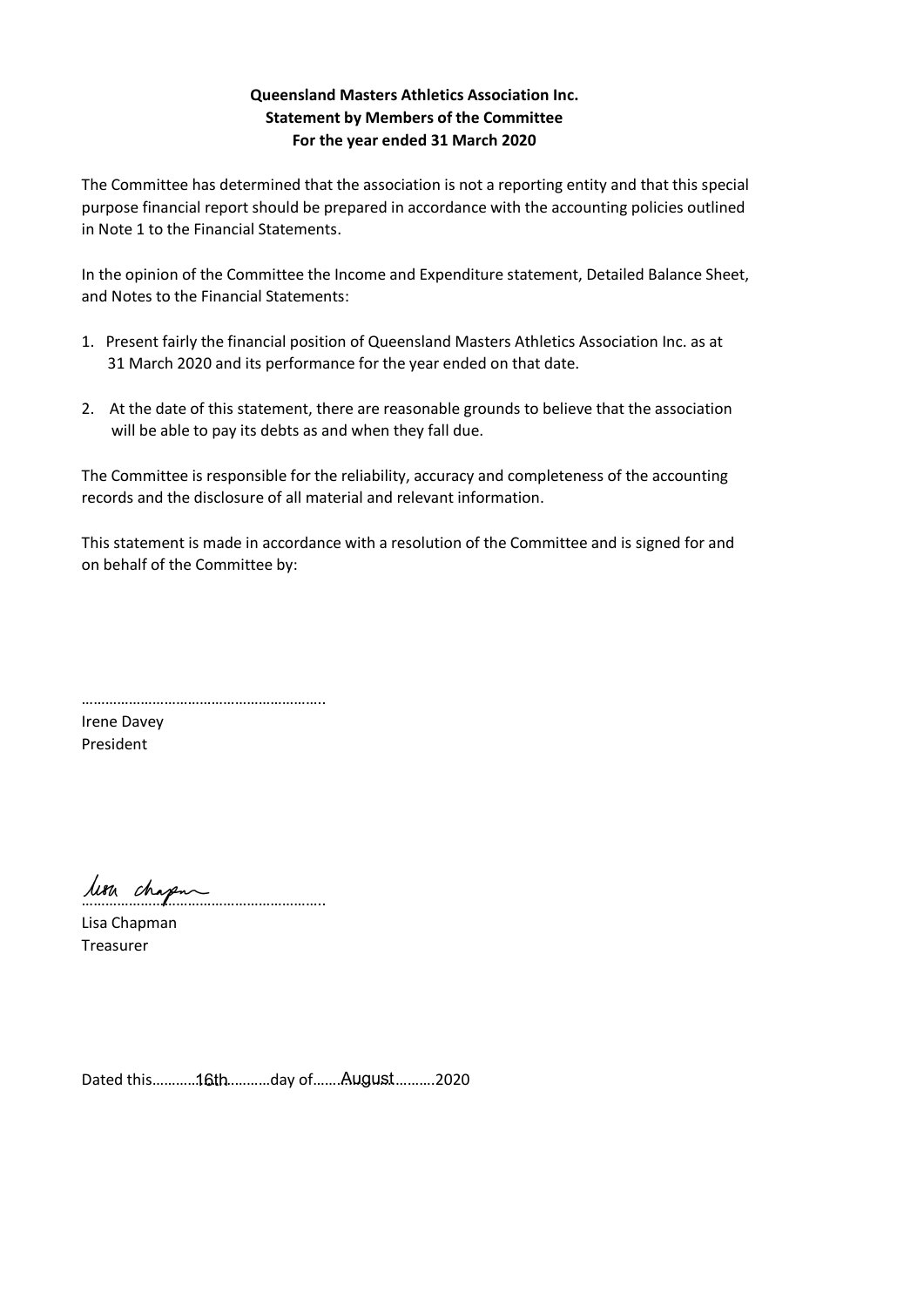**Queensland Masters Athletics Association Inc.**
**Statement by Members of the Committee**
**For the year ended 31 March 2020**

The Committee has determined that the association is not a reporting entity and that this special purpose financial report should be prepared in accordance with the accounting policies outlined in Note 1 to the Financial Statements.

In the opinion of the Committee the Income and Expenditure statement, Detailed Balance Sheet, and Notes to the Financial Statements:

1. Present fairly the financial position of Queensland Masters Athletics Association Inc. as at 31 March 2020 and its performance for the year ended on that date.

2. At the date of this statement, there are reasonable grounds to believe that the association will be able to pay its debts as and when they fall due.

The Committee is responsible for the reliability, accuracy and completeness of the accounting records and the disclosure of all material and relevant information.

This statement is made in accordance with a resolution of the Committee and is signed for and on behalf of the Committee by:

…………………………………………………..
Irene Davey
President

Lisa Chapman
…………………………………………………..
Lisa Chapman
Treasurer

Dated this…………16th…………day of……August……….2020